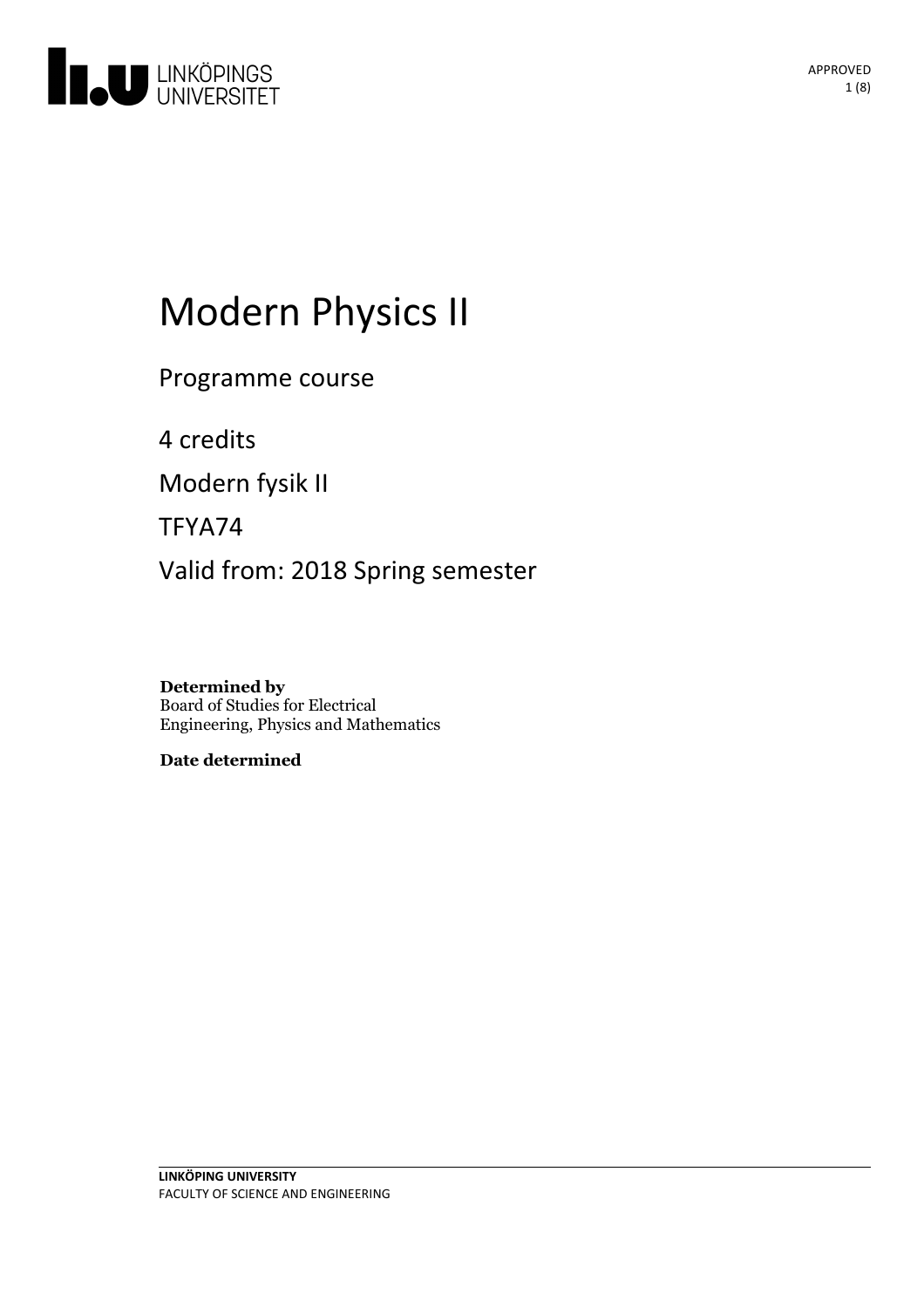LINKÖPINGS UNIVERSITET

APPROVED

# Modern Physics II

Programme course

4 credits

Modern fysik II

TFYA74

Valid from: 2018 Spring semester

**Determined by**
Board of Studies for Electrical Engineering, Physics and Mathematics

**Date determined**

**LINKÖPING UNIVERSITY**
FACULTY OF SCIENCE AND ENGINEERING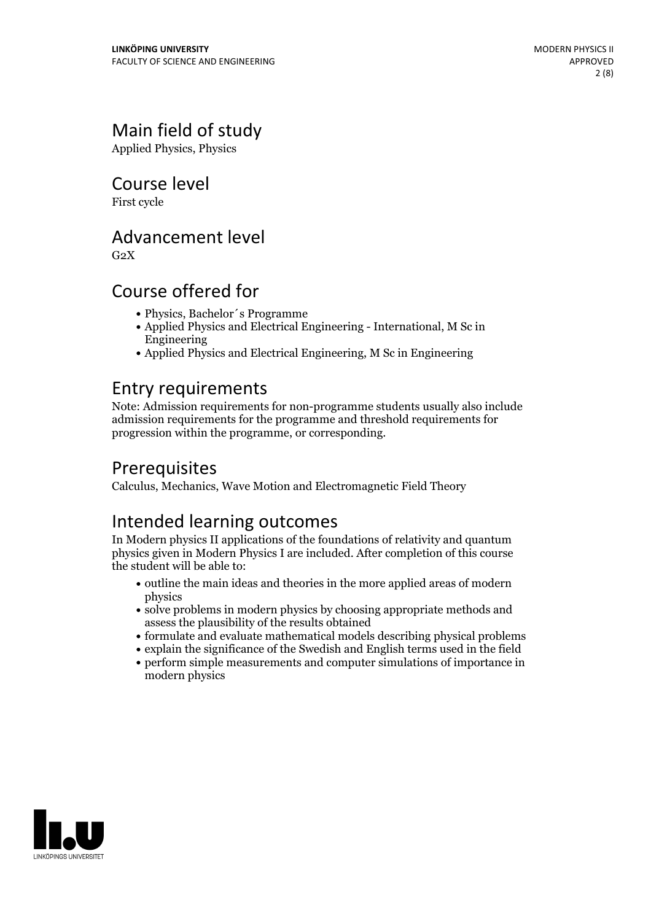## Main field of study

Applied Physics, Physics

## Course level

First cycle

## Advancement level

G2X

## Course offered for

- Physics, Bachelor´s Programme
- Applied Physics and Electrical Engineering - International, M Sc in Engineering
- Applied Physics and Electrical Engineering, M Sc in Engineering

## Entry requirements

Note: Admission requirements for non-programme students usually also include admission requirements for the programme and threshold requirements for progression within the programme, or corresponding.

## Prerequisites

Calculus, Mechanics, Wave Motion and Electromagnetic Field Theory

## Intended learning outcomes

In Modern physics II applications of the foundations of relativity and quantum physics given in Modern Physics I are included. After completion of this course the student will be able to:

- outline the main ideas and theories in the more applied areas of modern physics
- solve problems in modern physics by choosing appropriate methods and assess the plausibility of the results obtained
- formulate and evaluate mathematical models describing physical problems
- explain the significance of the Swedish and English terms used in the field
- perform simple measurements and computer simulations of importance in modern physics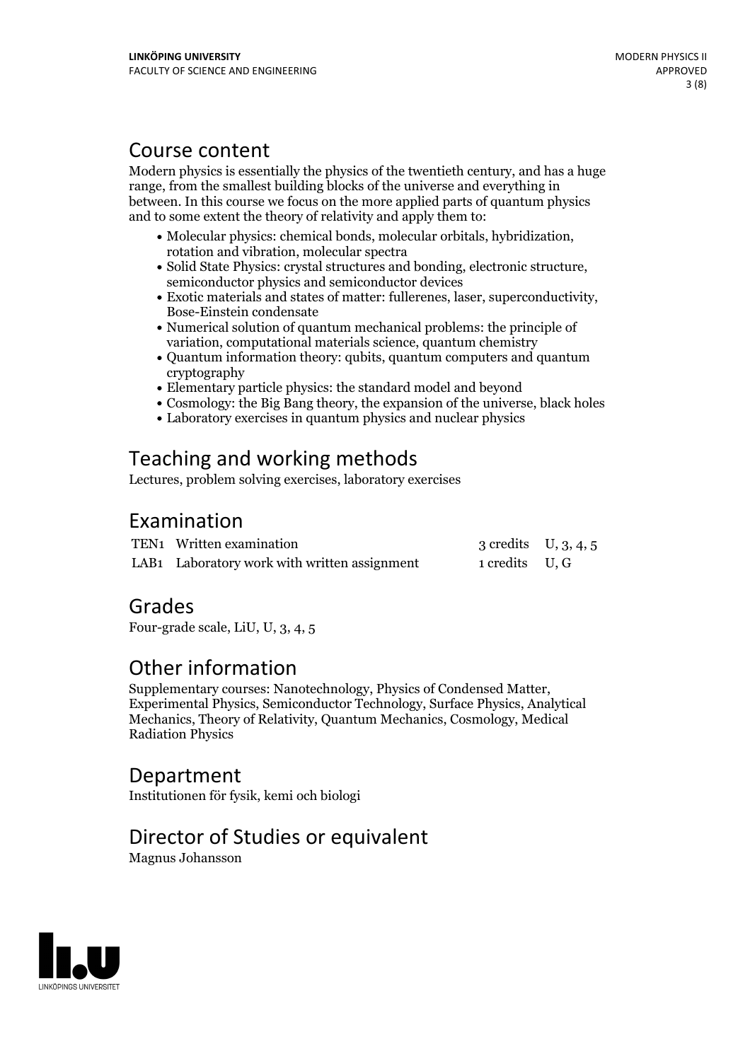## Course content

Modern physics is essentially the physics of the twentieth century, and has a huge range, from the smallest building blocks of the universe and everything in between. In this course we focus on the more applied parts of quantum physics and to some extent the theory of relativity and apply them to:

- Molecular physics: chemical bonds, molecular orbitals, hybridization, rotation and vibration, molecular spectra
- Solid State Physics: crystal structures and bonding, electronic structure, semiconductor physics and semiconductor devices
- Exotic materials and states of matter: fullerenes, laser, superconductivity, Bose-Einstein condensate
- Numerical solution of quantum mechanical problems: the principle of variation, computational materials science, quantum chemistry
- Quantum information theory: qubits, quantum computers and quantum cryptography
- Elementary particle physics: the standard model and beyond
- Cosmology: the Big Bang theory, the expansion of the universe, black holes
- Laboratory exercises in quantum physics and nuclear physics

## Teaching and working methods

Lectures, problem solving exercises, laboratory exercises

## Examination

| | | | |
|---|---|---|---|
| TEN1 | Written examination | 3 credits | U, 3, 4, 5 |
| LAB1 | Laboratory work with written assignment | 1 credits | U, G |

## Grades

Four-grade scale, LiU, U, 3, 4, 5

## Other information

Supplementary courses: Nanotechnology, Physics of Condensed Matter, Experimental Physics, Semiconductor Technology, Surface Physics, Analytical Mechanics, Theory of Relativity, Quantum Mechanics, Cosmology, Medical Radiation Physics

## Department

Institutionen för fysik, kemi och biologi

## Director of Studies or equivalent

Magnus Johansson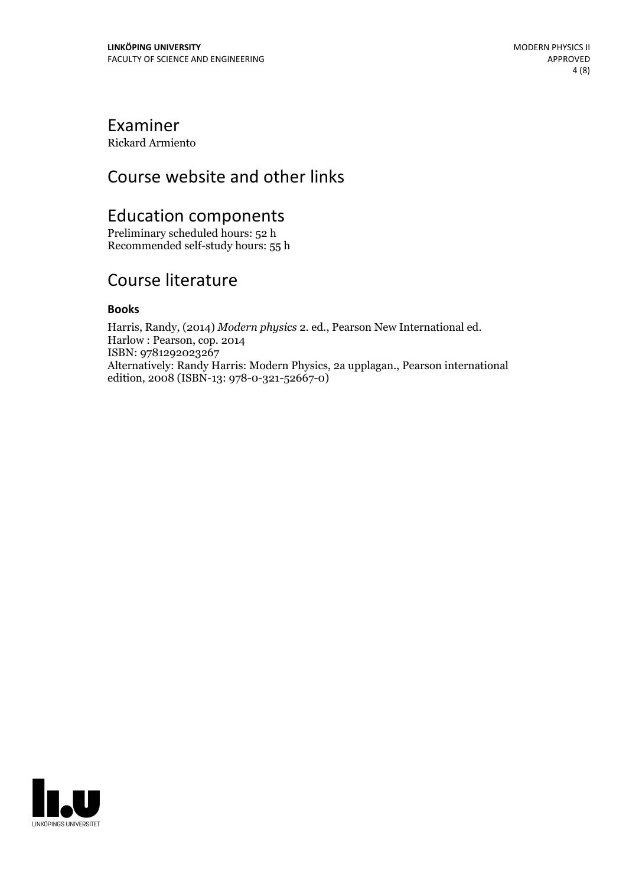## Examiner

Rickard Armiento

## Course website and other links

## Education components

Preliminary scheduled hours: 52 h
Recommended self-study hours: 55 h

## Course literature

### Books

Harris, Randy, (2014) *Modern physics* 2. ed., Pearson New International ed.
Harlow : Pearson, cop. 2014
ISBN: 9781292023267
Alternatively: Randy Harris: Modern Physics, 2a upplagan., Pearson international edition, 2008 (ISBN-13: 978-0-321-52667-0)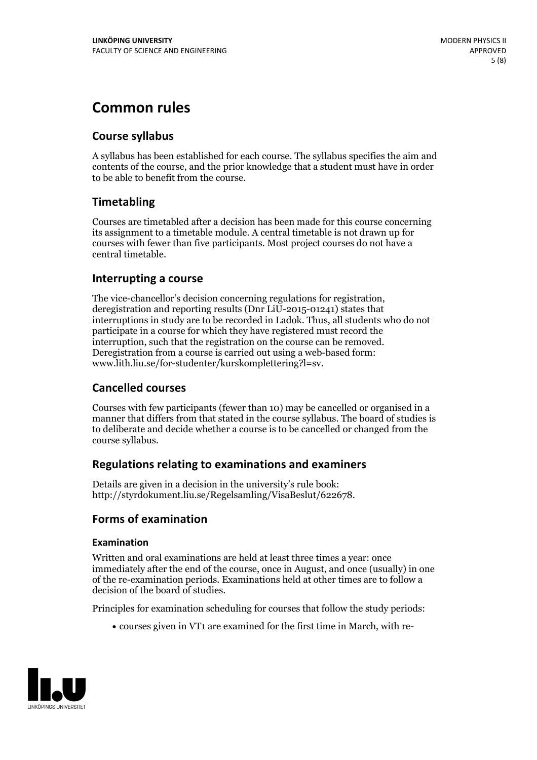# Common rules

## Course syllabus

A syllabus has been established for each course. The syllabus specifies the aim and contents of the course, and the prior knowledge that a student must have in order to be able to benefit from the course.

## Timetabling

Courses are timetabled after a decision has been made for this course concerning its assignment to a timetable module. A central timetable is not drawn up for courses with fewer than five participants. Most project courses do not have a central timetable.

## Interrupting a course

The vice-chancellor's decision concerning regulations for registration, deregistration and reporting results (Dnr LiU-2015-01241) states that interruptions in study are to be recorded in Ladok. Thus, all students who do not participate in a course for which they have registered must record the interruption, such that the registration on the course can be removed. Deregistration from a course is carried out using a web-based form: www.lith.liu.se/for-studenter/kurskomplettering?l=sv.

## Cancelled courses

Courses with few participants (fewer than 10) may be cancelled or organised in a manner that differs from that stated in the course syllabus. The board of studies is to deliberate and decide whether a course is to be cancelled or changed from the course syllabus.

## Regulations relating to examinations and examiners

Details are given in a decision in the university's rule book: http://styrdokument.liu.se/Regelsamling/VisaBeslut/622678.

## Forms of examination

### Examination

Written and oral examinations are held at least three times a year: once immediately after the end of the course, once in August, and once (usually) in one of the re-examination periods. Examinations held at other times are to follow a decision of the board of studies.

Principles for examination scheduling for courses that follow the study periods:

- courses given in VT1 are examined for the first time in March, with re-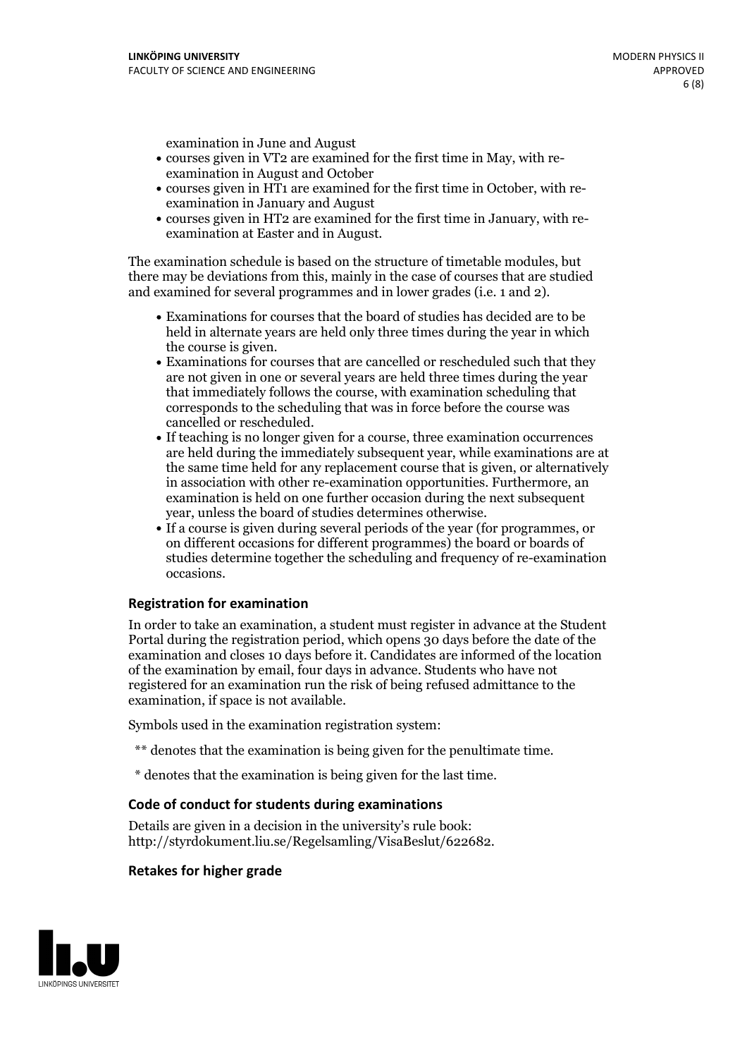examination in June and August

- courses given in VT2 are examined for the first time in May, with re-examination in August and October
- courses given in HT1 are examined for the first time in October, with re-examination in January and August
- courses given in HT2 are examined for the first time in January, with re-examination at Easter and in August.

The examination schedule is based on the structure of timetable modules, but there may be deviations from this, mainly in the case of courses that are studied and examined for several programmes and in lower grades (i.e. 1 and 2).

- Examinations for courses that the board of studies has decided are to be held in alternate years are held only three times during the year in which the course is given.
- Examinations for courses that are cancelled or rescheduled such that they are not given in one or several years are held three times during the year that immediately follows the course, with examination scheduling that corresponds to the scheduling that was in force before the course was cancelled or rescheduled.
- If teaching is no longer given for a course, three examination occurrences are held during the immediately subsequent year, while examinations are at the same time held for any replacement course that is given, or alternatively in association with other re-examination opportunities. Furthermore, an examination is held on one further occasion during the next subsequent year, unless the board of studies determines otherwise.
- If a course is given during several periods of the year (for programmes, or on different occasions for different programmes) the board or boards of studies determine together the scheduling and frequency of re-examination occasions.

### Registration for examination

In order to take an examination, a student must register in advance at the Student Portal during the registration period, which opens 30 days before the date of the examination and closes 10 days before it. Candidates are informed of the location of the examination by email, four days in advance. Students who have not registered for an examination run the risk of being refused admittance to the examination, if space is not available.

Symbols used in the examination registration system:

** denotes that the examination is being given for the penultimate time.

* denotes that the examination is being given for the last time.

### Code of conduct for students during examinations

Details are given in a decision in the university's rule book: http://styrdokument.liu.se/Regelsamling/VisaBeslut/622682.

### Retakes for higher grade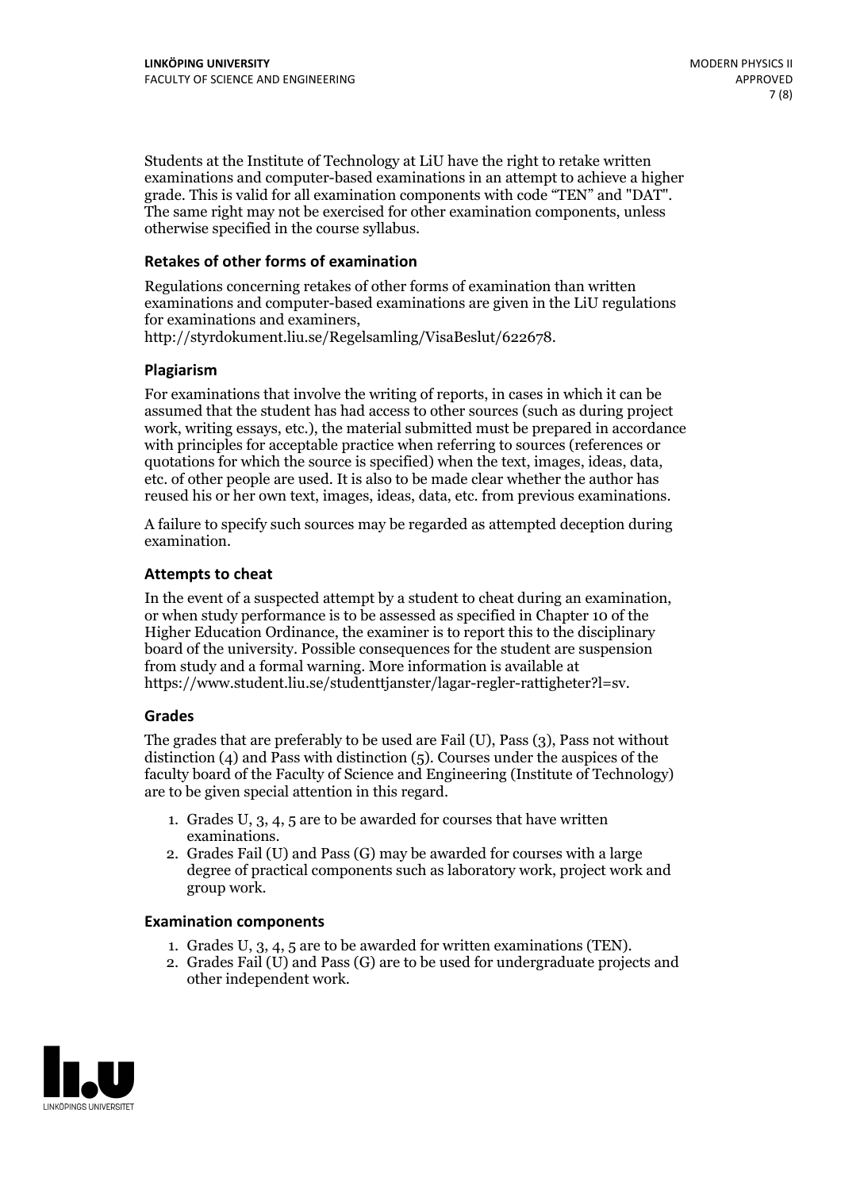Students at the Institute of Technology at LiU have the right to retake written examinations and computer-based examinations in an attempt to achieve a higher grade. This is valid for all examination components with code "TEN" and "DAT". The same right may not be exercised for other examination components, unless otherwise specified in the course syllabus.

### Retakes of other forms of examination

Regulations concerning retakes of other forms of examination than written examinations and computer-based examinations are given in the LiU regulations for examinations and examiners, http://styrdokument.liu.se/Regelsamling/VisaBeslut/622678.

### Plagiarism

For examinations that involve the writing of reports, in cases in which it can be assumed that the student has had access to other sources (such as during project work, writing essays, etc.), the material submitted must be prepared in accordance with principles for acceptable practice when referring to sources (references or quotations for which the source is specified) when the text, images, ideas, data, etc. of other people are used. It is also to be made clear whether the author has reused his or her own text, images, ideas, data, etc. from previous examinations.

A failure to specify such sources may be regarded as attempted deception during examination.

### Attempts to cheat

In the event of a suspected attempt by a student to cheat during an examination, or when study performance is to be assessed as specified in Chapter 10 of the Higher Education Ordinance, the examiner is to report this to the disciplinary board of the university. Possible consequences for the student are suspension from study and a formal warning. More information is available at https://www.student.liu.se/studenttjanster/lagar-regler-rattigheter?l=sv.

### Grades

The grades that are preferably to be used are Fail (U), Pass (3), Pass not without distinction (4) and Pass with distinction (5). Courses under the auspices of the faculty board of the Faculty of Science and Engineering (Institute of Technology) are to be given special attention in this regard.

1. Grades U, 3, 4, 5 are to be awarded for courses that have written examinations.
2. Grades Fail (U) and Pass (G) may be awarded for courses with a large degree of practical components such as laboratory work, project work and group work.

### Examination components

1. Grades U, 3, 4, 5 are to be awarded for written examinations (TEN).
2. Grades Fail (U) and Pass (G) are to be used for undergraduate projects and other independent work.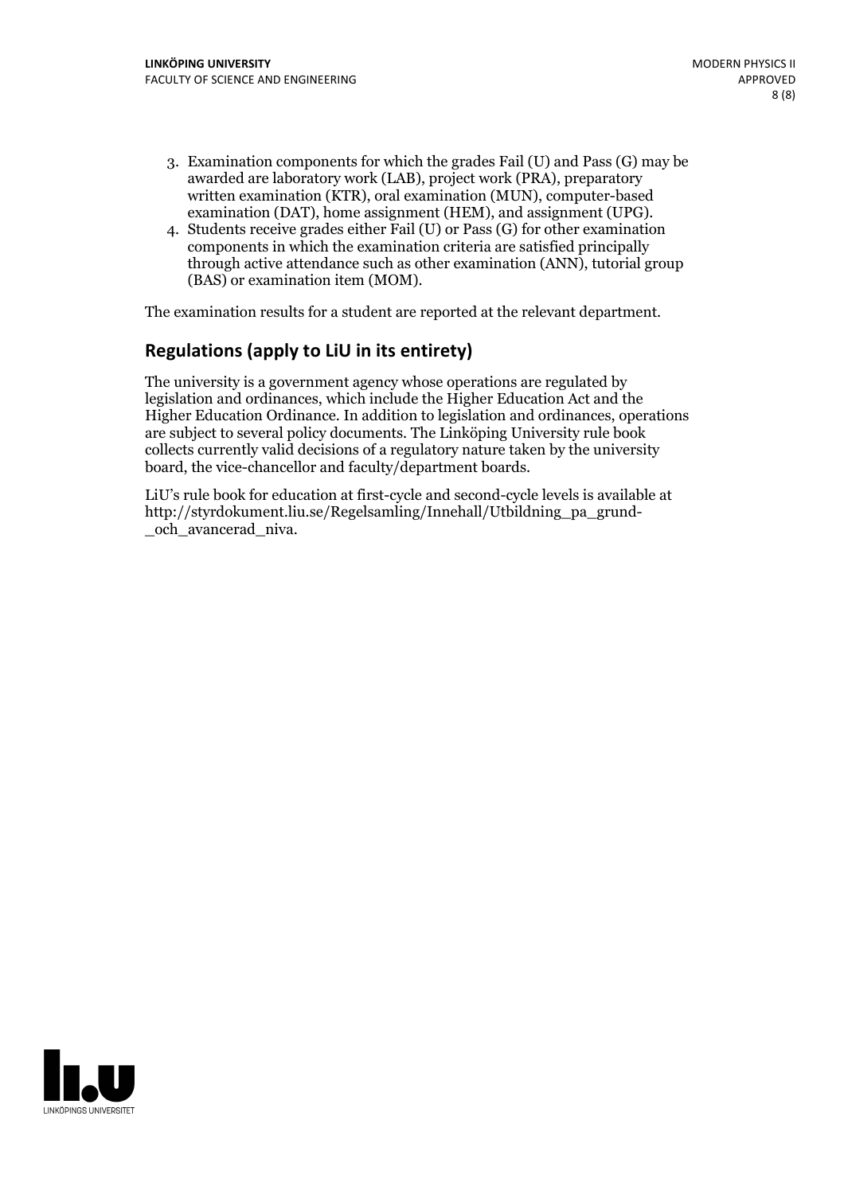3. Examination components for which the grades Fail (U) and Pass (G) may be awarded are laboratory work (LAB), project work (PRA), preparatory written examination (KTR), oral examination (MUN), computer-based examination (DAT), home assignment (HEM), and assignment (UPG).
4. Students receive grades either Fail (U) or Pass (G) for other examination components in which the examination criteria are satisfied principally through active attendance such as other examination (ANN), tutorial group (BAS) or examination item (MOM).

The examination results for a student are reported at the relevant department.

## Regulations (apply to LiU in its entirety)

The university is a government agency whose operations are regulated by legislation and ordinances, which include the Higher Education Act and the Higher Education Ordinance. In addition to legislation and ordinances, operations are subject to several policy documents. The Linköping University rule book collects currently valid decisions of a regulatory nature taken by the university board, the vice-chancellor and faculty/department boards.

LiU's rule book for education at first-cycle and second-cycle levels is available at http://styrdokument.liu.se/Regelsamling/Innehall/Utbildning_pa_grund-_och_avancerad_niva.